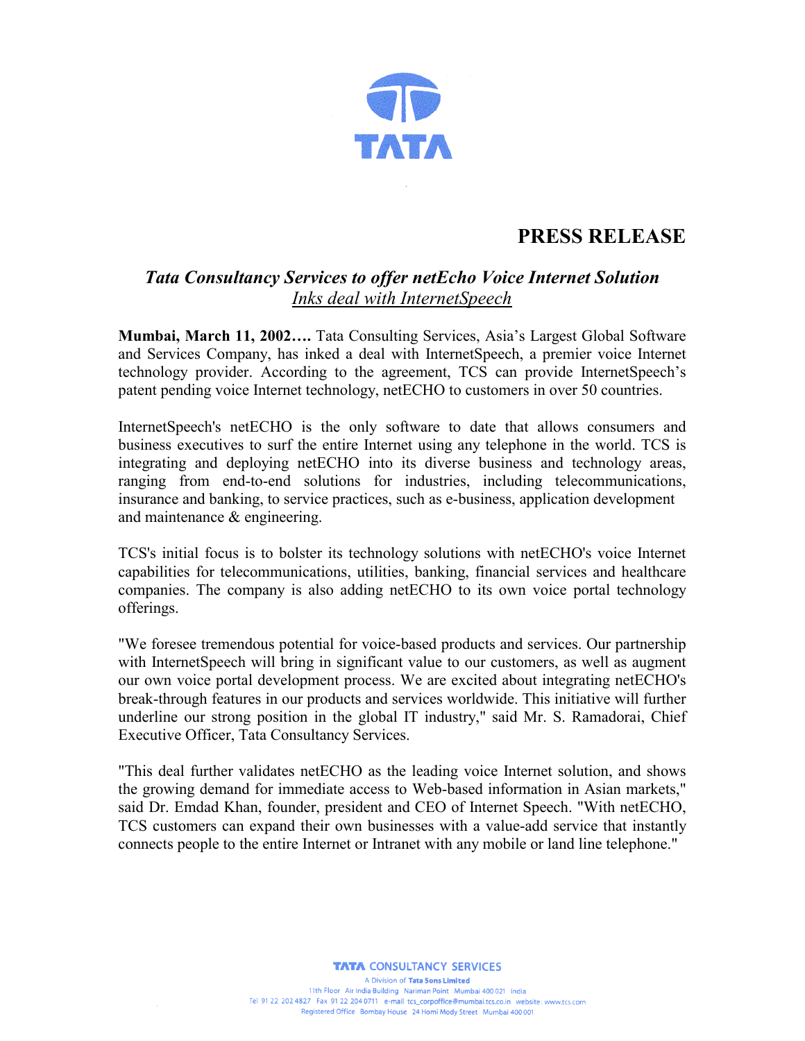TATA

# PRESS RELEASE

## *Tata Consultancy Services to offer netEcho Voice Internet Solution*

*Inks deal with InternetSpeech*

**Mumbai, March 11, 2002….** Tata Consulting Services, Asia's Largest Global Software and Services Company, has inked a deal with InternetSpeech, a premier voice Internet technology provider. According to the agreement, TCS can provide InternetSpeech's patent pending voice Internet technology, netECHO to customers in over 50 countries.

InternetSpeech's netECHO is the only software to date that allows consumers and business executives to surf the entire Internet using any telephone in the world. TCS is integrating and deploying netECHO into its diverse business and technology areas, ranging from end-to-end solutions for industries, including telecommunications, insurance and banking, to service practices, such as e-business, application development and maintenance & engineering.

TCS's initial focus is to bolster its technology solutions with netECHO's voice Internet capabilities for telecommunications, utilities, banking, financial services and healthcare companies. The company is also adding netECHO to its own voice portal technology offerings.

"We foresee tremendous potential for voice-based products and services. Our partnership with InternetSpeech will bring in significant value to our customers, as well as augment our own voice portal development process. We are excited about integrating netECHO's break-through features in our products and services worldwide. This initiative will further underline our strong position in the global IT industry," said Mr. S. Ramadorai, Chief Executive Officer, Tata Consultancy Services.

"This deal further validates netECHO as the leading voice Internet solution, and shows the growing demand for immediate access to Web-based information in Asian markets," said Dr. Emdad Khan, founder, president and CEO of Internet Speech. "With netECHO, TCS customers can expand their own businesses with a value-add service that instantly connects people to the entire Internet or Intranet with any mobile or land line telephone."

TATA CONSULTANCY SERVICES
A Division of Tata Sons Limited
11th Floor Air India Building Nariman Point Mumbai 400 021 India
Tel 91 22 202 4827 Fax 91 22 204 0711 e-mail tcs_corpoffice@mumbai.tcs.co.in website: www.tcs.com
Registered Office Bombay House 24 Homi Mody Street Mumbai 400 001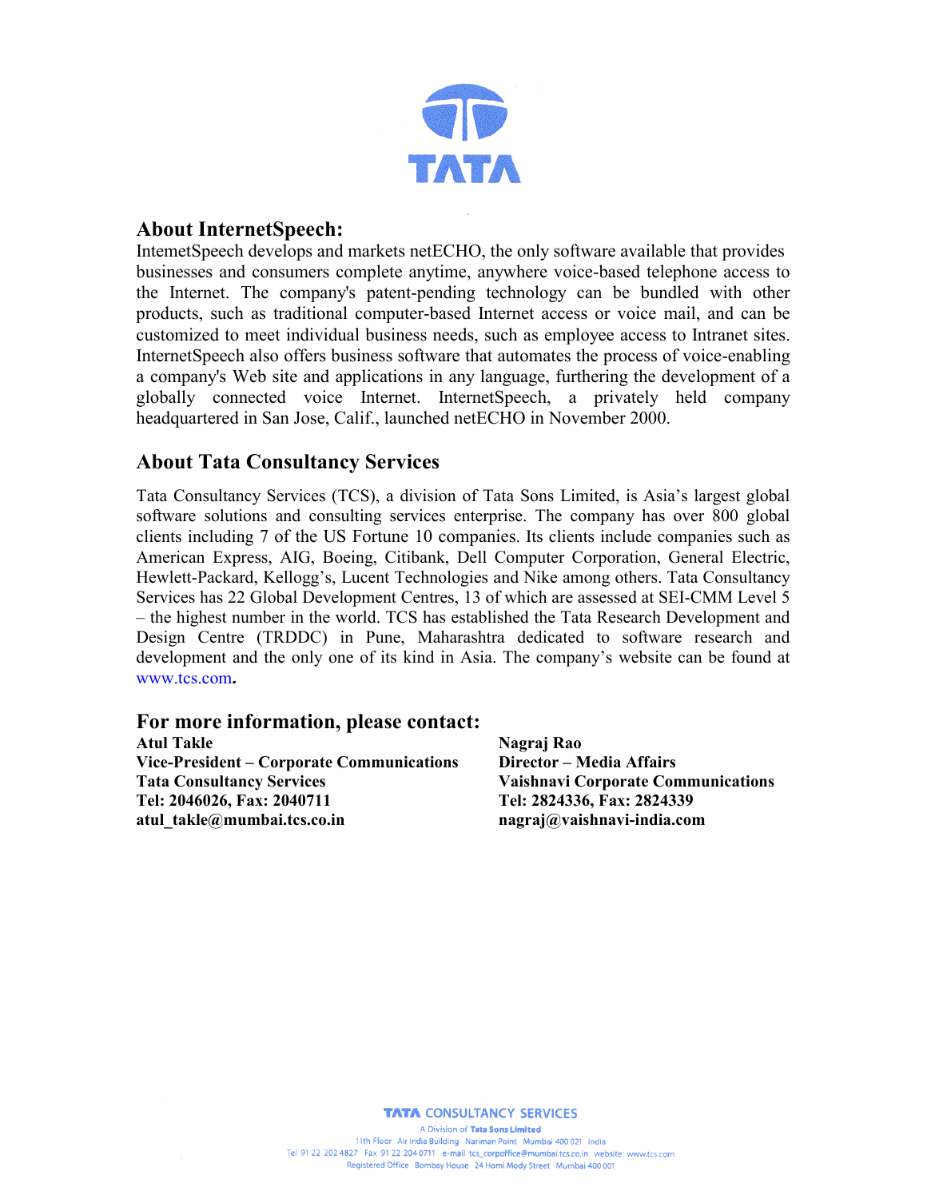TATA

## About InternetSpeech:

IntemetSpeech develops and markets netECHO, the only software available that provides businesses and consumers complete anytime, anywhere voice-based telephone access to the Internet. The company's patent-pending technology can be bundled with other products, such as traditional computer-based Internet access or voice mail, and can be customized to meet individual business needs, such as employee access to Intranet sites. InternetSpeech also offers business software that automates the process of voice-enabling a company's Web site and applications in any language, furthering the development of a globally connected voice Internet. InternetSpeech, a privately held company headquartered in San Jose, Calif., launched netECHO in November 2000.

## About Tata Consultancy Services

Tata Consultancy Services (TCS), a division of Tata Sons Limited, is Asia's largest global software solutions and consulting services enterprise. The company has over 800 global clients including 7 of the US Fortune 10 companies. Its clients include companies such as American Express, AIG, Boeing, Citibank, Dell Computer Corporation, General Electric, Hewlett-Packard, Kellogg's, Lucent Technologies and Nike among others. Tata Consultancy Services has 22 Global Development Centres, 13 of which are assessed at SEI-CMM Level 5 – the highest number in the world. TCS has established the Tata Research Development and Design Centre (TRDDC) in Pune, Maharashtra dedicated to software research and development and the only one of its kind in Asia. The company's website can be found at www.tcs.com.

## For more information, please contact:

**Atul Takle**
**Vice-President – Corporate Communications**
**Tata Consultancy Services**
**Tel: 2046026, Fax: 2040711**
**atul_takle@mumbai.tcs.co.in**

**Nagraj Rao**
**Director – Media Affairs**
**Vaishnavi Corporate Communications**
**Tel: 2824336, Fax: 2824339**
**nagraj@vaishnavi-india.com**

TATA CONSULTANCY SERVICES
A Division of Tata Sons Limited
11th Floor Air India Building Nariman Point Mumbai 400 021 India
Tel 91 22 202 4827 Fax 91 22 204 0711 e-mail tcs_corpoffice@mumbai.tcs.co.in website: www.tcs.com
Registered Office Bombay House 24 Homi Mody Street Mumbai 400 001